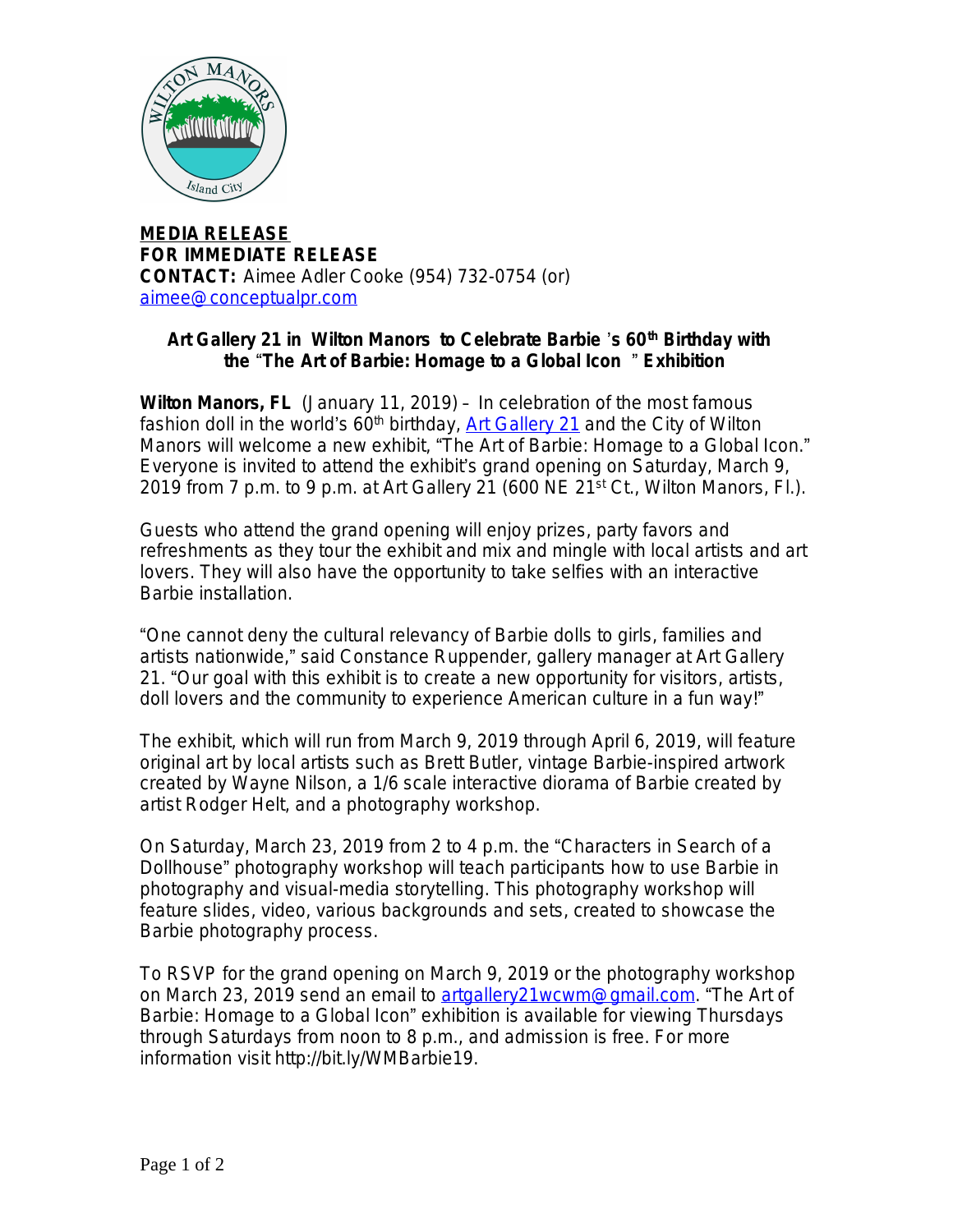**MEDIA RELEASE**
**FOR IMMEDIATE RELEASE**
**CONTACT:** Aimee Adler Cooke (954) 732-0754 (or) aimee@conceptualpr.com

## Art Gallery 21 in Wilton Manors to Celebrate Barbie's 60th Birthday with the "The Art of Barbie: Homage to a Global Icon" Exhibition

**Wilton Manors, FL** (January 11, 2019) – In celebration of the most famous fashion doll in the world's 60th birthday, Art Gallery 21 and the City of Wilton Manors will welcome a new exhibit, "The Art of Barbie: Homage to a Global Icon." Everyone is invited to attend the exhibit's grand opening on Saturday, March 9, 2019 from 7 p.m. to 9 p.m. at Art Gallery 21 (600 NE 21st Ct., Wilton Manors, Fl.).

Guests who attend the grand opening will enjoy prizes, party favors and refreshments as they tour the exhibit and mix and mingle with local artists and art lovers. They will also have the opportunity to take selfies with an interactive Barbie installation.

"One cannot deny the cultural relevancy of Barbie dolls to girls, families and artists nationwide," said Constance Ruppender, gallery manager at Art Gallery 21. "Our goal with this exhibit is to create a new opportunity for visitors, artists, doll lovers and the community to experience American culture in a fun way!"

The exhibit, which will run from March 9, 2019 through April 6, 2019, will feature original art by local artists such as Brett Butler, vintage Barbie-inspired artwork created by Wayne Nilson, a 1/6 scale interactive diorama of Barbie created by artist Rodger Helt, and a photography workshop.

On Saturday, March 23, 2019 from 2 to 4 p.m. the "Characters in Search of a Dollhouse" photography workshop will teach participants how to use Barbie in photography and visual-media storytelling. This photography workshop will feature slides, video, various backgrounds and sets, created to showcase the Barbie photography process.

To RSVP for the grand opening on March 9, 2019 or the photography workshop on March 23, 2019 send an email to artgallery21wcwm@gmail.com. "The Art of Barbie: Homage to a Global Icon" exhibition is available for viewing Thursdays through Saturdays from noon to 8 p.m., and admission is free. For more information visit http://bit.ly/WMBarbie19.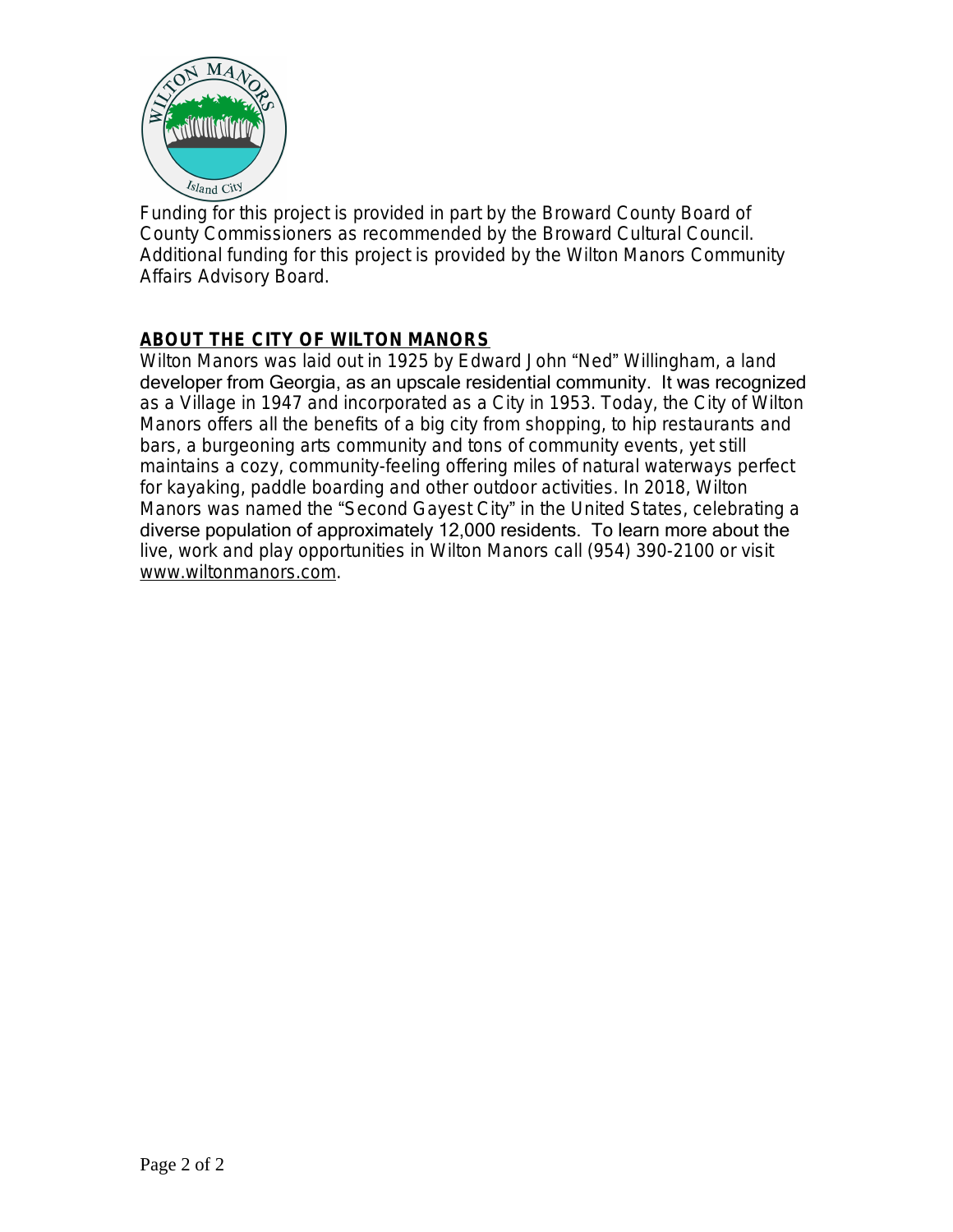Funding for this project is provided in part by the Broward County Board of County Commissioners as recommended by the Broward Cultural Council. Additional funding for this project is provided by the Wilton Manors Community Affairs Advisory Board.

## **ABOUT THE CITY OF WILTON MANORS**

Wilton Manors was laid out in 1925 by Edward John "Ned" Willingham, a land developer from Georgia, as an upscale residential community. It was recognized as a Village in 1947 and incorporated as a City in 1953. Today, the City of Wilton Manors offers all the benefits of a big city from shopping, to hip restaurants and bars, a burgeoning arts community and tons of community events, yet still maintains a cozy, community-feeling offering miles of natural waterways perfect for kayaking, paddle boarding and other outdoor activities. In 2018, Wilton Manors was named the "Second Gayest City" in the United States, celebrating a diverse population of approximately 12,000 residents. To learn more about the live, work and play opportunities in Wilton Manors call (954) 390-2100 or visit www.wiltonmanors.com.